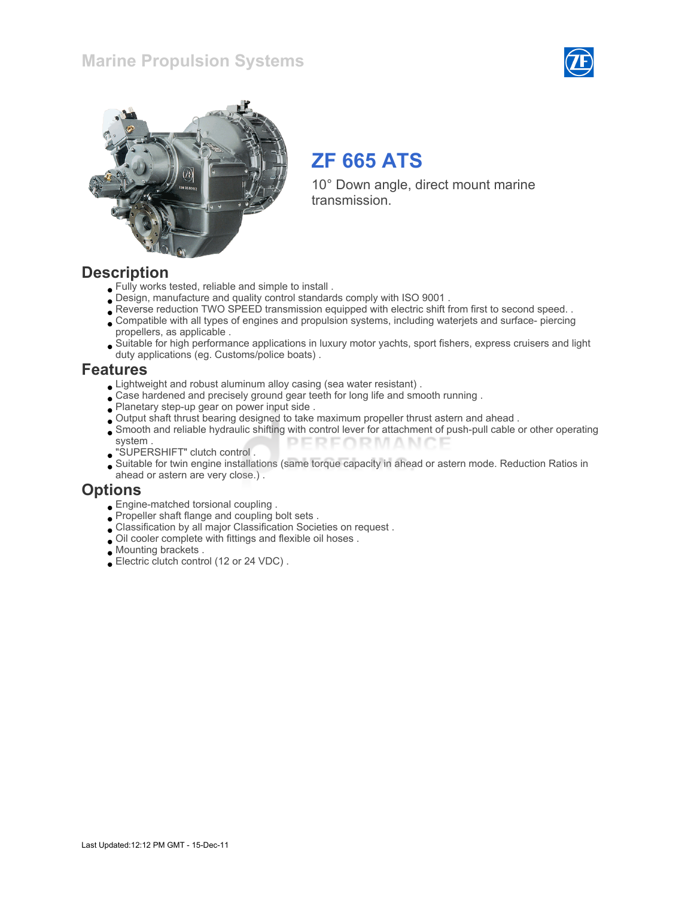# Marine Propulsion Systems

## ZF 665 ATS

10° Down angle, direct mount marine transmission.

## Description

- Fully works tested, reliable and simple to install .
- Design, manufacture and quality control standards comply with ISO 9001 .
- Reverse reduction TWO SPEED transmission equipped with electric shift from first to second speed. .
- Compatible with all types of engines and propulsion systems, including waterjets and surface- piercing propellers, as applicable .
- Suitable for high performance applications in luxury motor yachts, sport fishers, express cruisers and light duty applications (eg. Customs/police boats) .

## Features

- Lightweight and robust aluminum alloy casing (sea water resistant) .
- Case hardened and precisely ground gear teeth for long life and smooth running .
- Planetary step-up gear on power input side .
- Output shaft thrust bearing designed to take maximum propeller thrust astern and ahead .
- Smooth and reliable hydraulic shifting with control lever for attachment of push-pull cable or other operating system .
- "SUPERSHIFT" clutch control .
- Suitable for twin engine installations (same torque capacity in ahead or astern mode. Reduction Ratios in ahead or astern are very close.) .

## Options

- Engine-matched torsional coupling .
- Propeller shaft flange and coupling bolt sets .
- Classification by all major Classification Societies on request .
- Oil cooler complete with fittings and flexible oil hoses .
- Mounting brackets .
- Electric clutch control (12 or 24 VDC) .

Last Updated:12:12 PM GMT - 15-Dec-11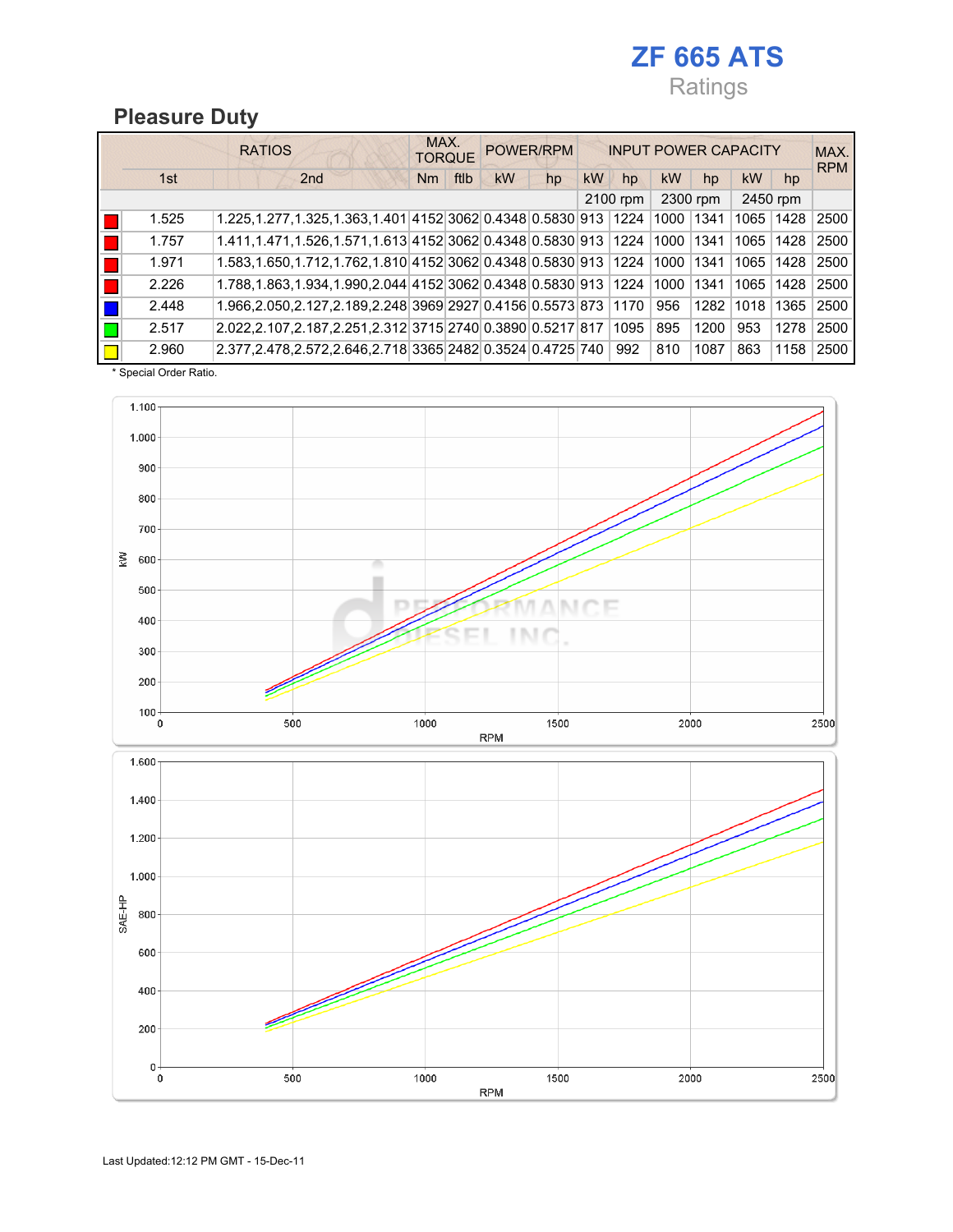# ZF 665 ATS

Ratings

## Pleasure Duty

| RATIOS | | | MAX. TORQUE | | POWER/RPM | | INPUT POWER CAPACITY | | | | | | MAX. RPM |
|---|---|---|---|---|---|---|---|---|---|---|---|---|---|
| | 1st | 2nd | Nm | ftlb | kW | hp | kW | hp | kW | hp | kW | hp | |
| | | | | | | | 2100 rpm | | 2300 rpm | | 2450 rpm | | |
| Red | 1.525 | 1.225,1.277,1.325,1.363,1.401 | 4152 | 3062 | 0.4348 | 0.5830 | 913 | 1224 | 1000 | 1341 | 1065 | 1428 | 2500 |
| Red | 1.757 | 1.411,1.471,1.526,1.571,1.613 | 4152 | 3062 | 0.4348 | 0.5830 | 913 | 1224 | 1000 | 1341 | 1065 | 1428 | 2500 |
| Red | 1.971 | 1.583,1.650,1.712,1.762,1.810 | 4152 | 3062 | 0.4348 | 0.5830 | 913 | 1224 | 1000 | 1341 | 1065 | 1428 | 2500 |
| Red | 2.226 | 1.788,1.863,1.934,1.990,2.044 | 4152 | 3062 | 0.4348 | 0.5830 | 913 | 1224 | 1000 | 1341 | 1065 | 1428 | 2500 |
| Blue | 2.448 | 1.966,2.050,2.127,2.189,2.248 | 3969 | 2927 | 0.4156 | 0.5573 | 873 | 1170 | 956 | 1282 | 1018 | 1365 | 2500 |
| Green | 2.517 | 2.022,2.107,2.187,2.251,2.312 | 3715 | 2740 | 0.3890 | 0.5217 | 817 | 1095 | 895 | 1200 | 953 | 1278 | 2500 |
| Yellow | 2.960 | 2.377,2.478,2.572,2.646,2.718 | 3365 | 2482 | 0.3524 | 0.4725 | 740 | 992 | 810 | 1087 | 863 | 1158 | 2500 |

* Special Order Ratio.

Last Updated:12:12 PM GMT - 15-Dec-11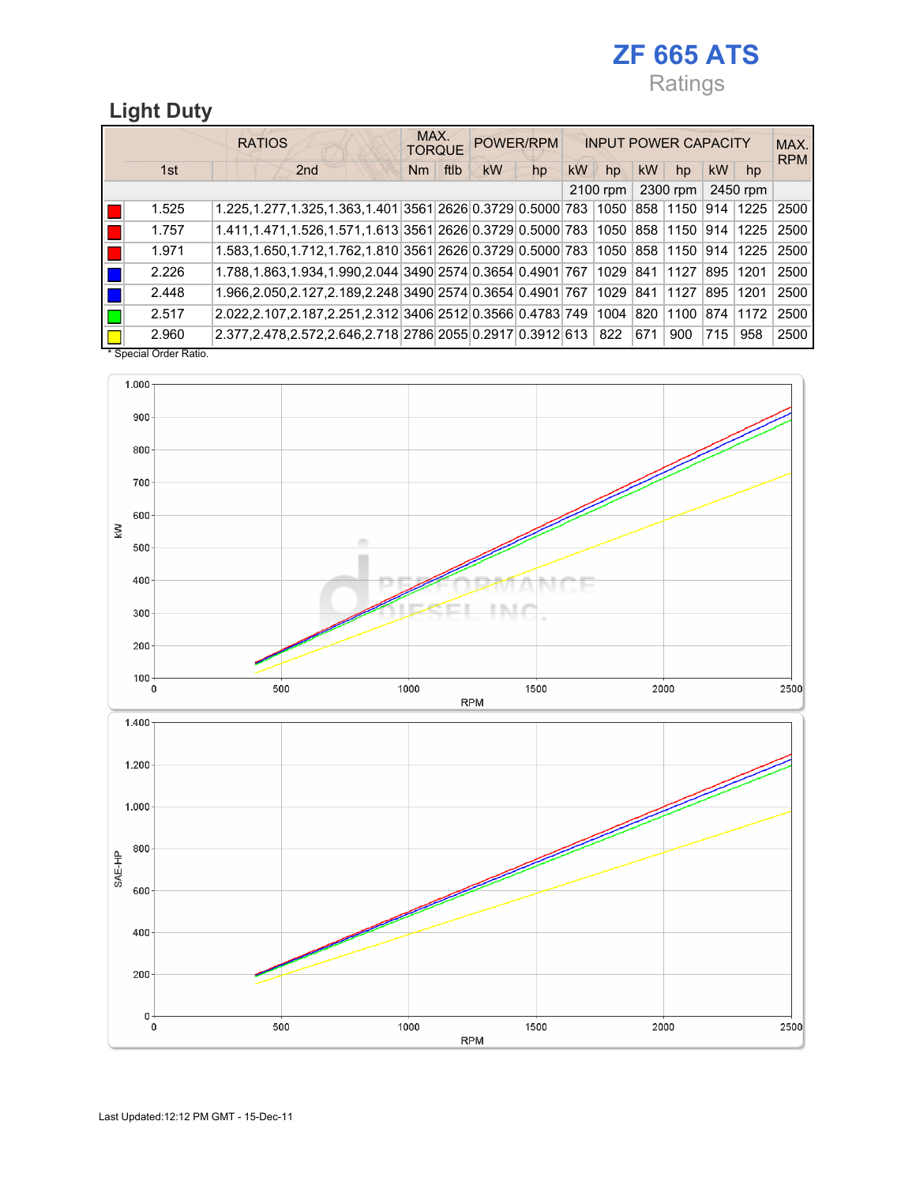# ZF 665 ATS

Ratings

## Light Duty

| | RATIOS | | MAX. TORQUE | | POWER/RPM | | INPUT POWER CAPACITY | | | | | | MAX. RPM |
|---|---|---|---|---|---|---|---|---|---|---|---|---|---|
| | 1st | 2nd | Nm | ftlb | kW | hp | kW | hp | kW | hp | kW | hp | |
| | | | | | | | 2100 rpm | | 2300 rpm | | 2450 rpm | | |
| Red | 1.525 | 1.225,1.277,1.325,1.363,1.401 | 3561 | 2626 | 0.3729 | 0.5000 | 783 | 1050 | 858 | 1150 | 914 | 1225 | 2500 |
| Red | 1.757 | 1.411,1.471,1.526,1.571,1.613 | 3561 | 2626 | 0.3729 | 0.5000 | 783 | 1050 | 858 | 1150 | 914 | 1225 | 2500 |
| Red | 1.971 | 1.583,1.650,1.712,1.762,1.810 | 3561 | 2626 | 0.3729 | 0.5000 | 783 | 1050 | 858 | 1150 | 914 | 1225 | 2500 |
| Blue | 2.226 | 1.788,1.863,1.934,1.990,2.044 | 3490 | 2574 | 0.3654 | 0.4901 | 767 | 1029 | 841 | 1127 | 895 | 1201 | 2500 |
| Blue | 2.448 | 1.966,2.050,2.127,2.189,2.248 | 3490 | 2574 | 0.3654 | 0.4901 | 767 | 1029 | 841 | 1127 | 895 | 1201 | 2500 |
| Green | 2.517 | 2.022,2.107,2.187,2.251,2.312 | 3406 | 2512 | 0.3566 | 0.4783 | 749 | 1004 | 820 | 1100 | 874 | 1172 | 2500 |
| Yellow | 2.960 | 2.377,2.478,2.572,2.646,2.718 | 2786 | 2055 | 0.2917 | 0.3912 | 613 | 822 | 671 | 900 | 715 | 958 | 2500 |

* Special Order Ratio.

Last Updated:12:12 PM GMT - 15-Dec-11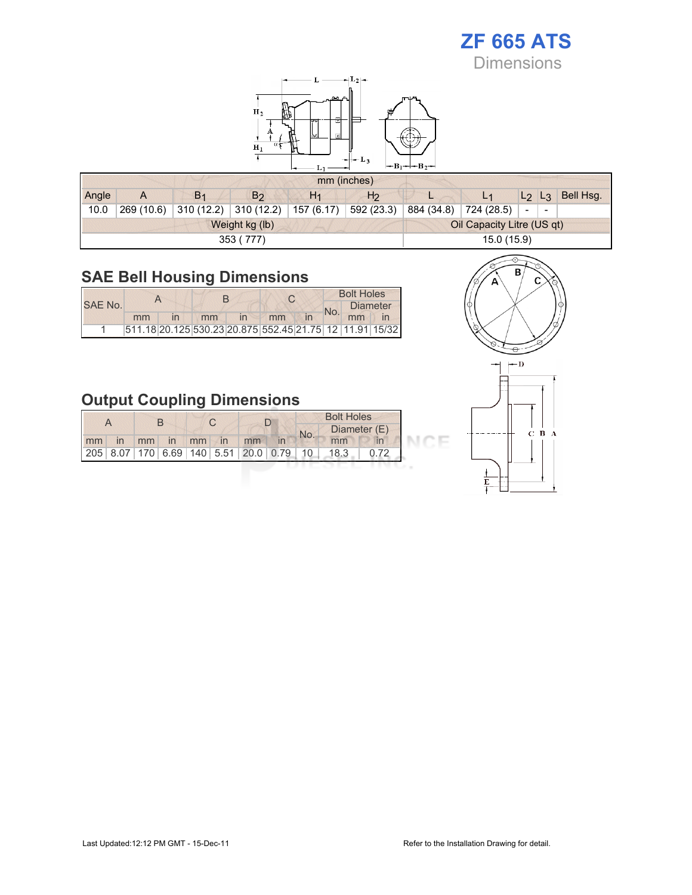# ZF 665 ATS

Dimensions

| Angle | A | $B_1$ | $B_2$ | $H_1$ | $H_2$ | L | $L_1$ | $L_2$ | $L_3$ | Bell Hsg. |
|---|---|---|---|---|---|---|---|---|---|---|
| mm (inches) | | | | | | | | | | |
| 10.0 | 269 (10.6) | 310 (12.2) | 310 (12.2) | 157 (6.17) | 592 (23.3) | 884 (34.8) | 724 (28.5) | - | - | |

| Weight kg (lb) | Oil Capacity Litre (US qt) |
|---|---|
| 353 ( 777) | 15.0 (15.9) |

## SAE Bell Housing Dimensions

| SAE No. | A | | B | | C | | Bolt Holes | | |
|---|---|---|---|---|---|---|---|---|---|
| | | | | | | | No. | Diameter | |
| | mm | in | mm | in | mm | in | | mm | in |
| 1 | 511.18 | 20.125 | 530.23 | 20.875 | 552.45 | 21.75 | 12 | 11.91 | 15/32 |

## Output Coupling Dimensions

| A | | B | | C | | D | | Bolt Holes | | |
|---|---|---|---|---|---|---|---|---|---|---|
| | | | | | | | | No. | Diameter (E) | |
| mm | in | mm | in | mm | in | mm | in | | mm | in |
| 205 | 8.07 | 170 | 6.69 | 140 | 5.51 | 20.0 | 0.79 | 10 | 18.3 | 0.72 |

Last Updated:12:12 PM GMT - 15-Dec-11

Refer to the Installation Drawing for detail.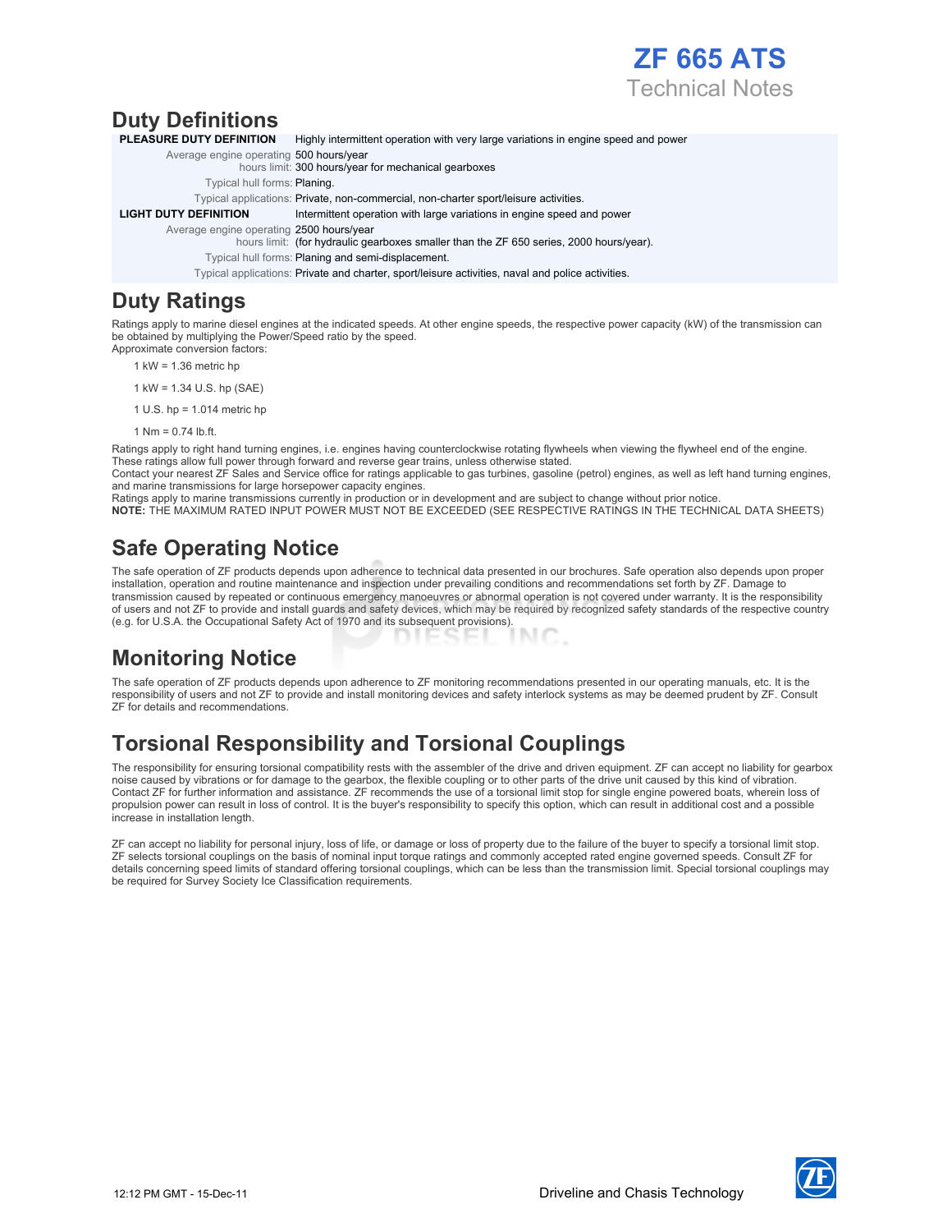# ZF 665 ATS

Technical Notes

## Duty Definitions

| | |
|---|---|
| **PLEASURE DUTY DEFINITION** | Highly intermittent operation with very large variations in engine speed and power |
| Average engine operating hours limit: | 500 hours/year<br>300 hours/year for mechanical gearboxes |
| Typical hull forms: | Planing. |
| Typical applications: | Private, non-commercial, non-charter sport/leisure activities. |
| **LIGHT DUTY DEFINITION** | Intermittent operation with large variations in engine speed and power |
| Average engine operating hours limit: | 2500 hours/year<br>(for hydraulic gearboxes smaller than the ZF 650 series, 2000 hours/year). |
| Typical hull forms: | Planing and semi-displacement. |
| Typical applications: | Private and charter, sport/leisure activities, naval and police activities. |

## Duty Ratings

Ratings apply to marine diesel engines at the indicated speeds. At other engine speeds, the respective power capacity (kW) of the transmission can be obtained by multiplying the Power/Speed ratio by the speed.
Approximate conversion factors:

1 kW = 1.36 metric hp

1 kW = 1.34 U.S. hp (SAE)

1 U.S. hp = 1.014 metric hp

1 Nm = 0.74 lb.ft.

Ratings apply to right hand turning engines, i.e. engines having counterclockwise rotating flywheels when viewing the flywheel end of the engine. These ratings allow full power through forward and reverse gear trains, unless otherwise stated.
Contact your nearest ZF Sales and Service office for ratings applicable to gas turbines, gasoline (petrol) engines, as well as left hand turning engines, and marine transmissions for large horsepower capacity engines.
Ratings apply to marine transmissions currently in production or in development and are subject to change without prior notice.
**NOTE:** THE MAXIMUM RATED INPUT POWER MUST NOT BE EXCEEDED (SEE RESPECTIVE RATINGS IN THE TECHNICAL DATA SHEETS)

## Safe Operating Notice

The safe operation of ZF products depends upon adherence to technical data presented in our brochures. Safe operation also depends upon proper installation, operation and routine maintenance and inspection under prevailing conditions and recommendations set forth by ZF. Damage to transmission caused by repeated or continuous emergency manoeuvres or abnormal operation is not covered under warranty. It is the responsibility of users and not ZF to provide and install guards and safety devices, which may be required by recognized safety standards of the respective country (e.g. for U.S.A. the Occupational Safety Act of 1970 and its subsequent provisions).

## Monitoring Notice

The safe operation of ZF products depends upon adherence to ZF monitoring recommendations presented in our operating manuals, etc. It is the responsibility of users and not ZF to provide and install monitoring devices and safety interlock systems as may be deemed prudent by ZF. Consult ZF for details and recommendations.

## Torsional Responsibility and Torsional Couplings

The responsibility for ensuring torsional compatibility rests with the assembler of the drive and driven equipment. ZF can accept no liability for gearbox noise caused by vibrations or for damage to the gearbox, the flexible coupling or to other parts of the drive unit caused by this kind of vibration. Contact ZF for further information and assistance. ZF recommends the use of a torsional limit stop for single engine powered boats, wherein loss of propulsion power can result in loss of control. It is the buyer's responsibility to specify this option, which can result in additional cost and a possible increase in installation length.

ZF can accept no liability for personal injury, loss of life, or damage or loss of property due to the failure of the buyer to specify a torsional limit stop. ZF selects torsional couplings on the basis of nominal input torque ratings and commonly accepted rated engine governed speeds. Consult ZF for details concerning speed limits of standard offering torsional couplings, which can be less than the transmission limit. Special torsional couplings may be required for Survey Society Ice Classification requirements.